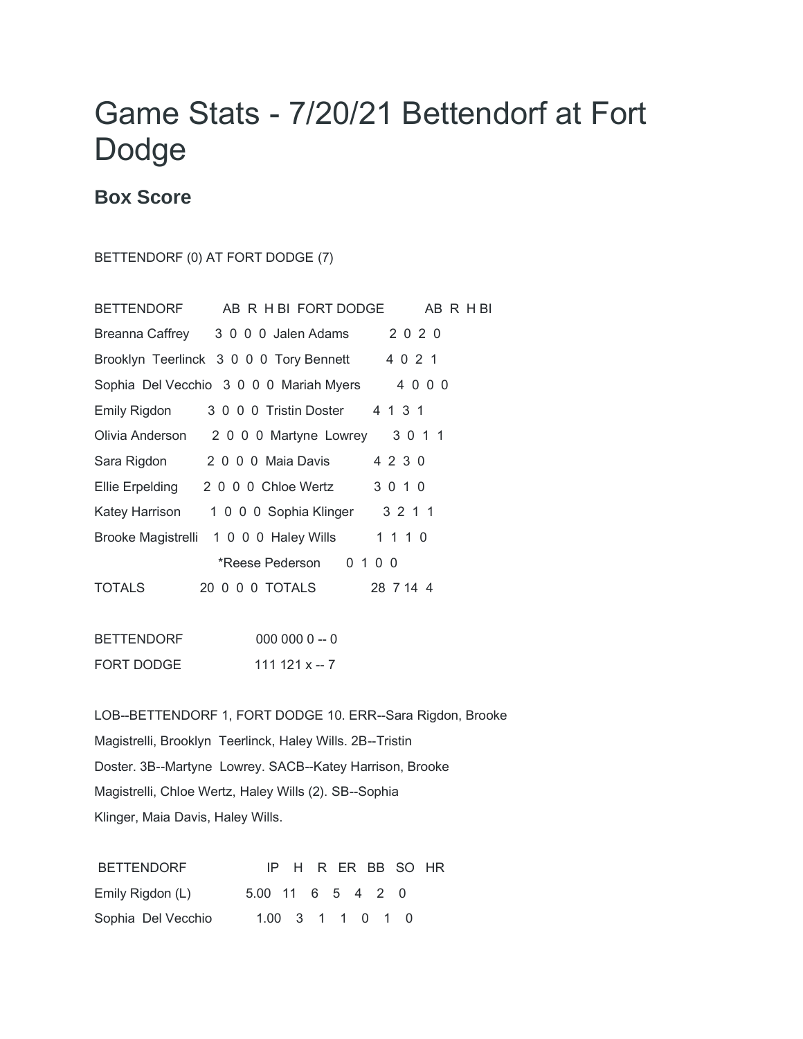# Game Stats - 7/20/21 Bettendorf at Fort Dodge

## Box Score

BETTENDORF (0) AT FORT DODGE (7)

| BETTENDORF | AB | R | H | BI | FORT DODGE | AB | R | H | BI |
|---|---|---|---|---|---|---|---|---|---|
| Breanna Caffrey | 3 | 0 | 0 | 0 | Jalen Adams | 2 | 0 | 2 | 0 |
| Brooklyn Teerlinck | 3 | 0 | 0 | 0 | Tory Bennett | 4 | 0 | 2 | 1 |
| Sophia Del Vecchio | 3 | 0 | 0 | 0 | Mariah Myers | 4 | 0 | 0 | 0 |
| Emily Rigdon | 3 | 0 | 0 | 0 | Tristin Doster | 4 | 1 | 3 | 1 |
| Olivia Anderson | 2 | 0 | 0 | 0 | Martyne Lowrey | 3 | 0 | 1 | 1 |
| Sara Rigdon | 2 | 0 | 0 | 0 | Maia Davis | 4 | 2 | 3 | 0 |
| Ellie Erpelding | 2 | 0 | 0 | 0 | Chloe Wertz | 3 | 0 | 1 | 0 |
| Katey Harrison | 1 | 0 | 0 | 0 | Sophia Klinger | 3 | 2 | 1 | 1 |
| Brooke Magistrelli | 1 | 0 | 0 | 0 | Haley Wills | 1 | 1 | 1 | 0 |
| | | | | | *Reese Pederson | 0 | 1 | 0 | 0 |
| TOTALS | 20 | 0 | 0 | 0 | TOTALS | 28 | 7 | 14 | 4 |

BETTENDORF 000 000 0 -- 0

FORT DODGE 111 121 x -- 7

LOB--BETTENDORF 1, FORT DODGE 10. ERR--Sara Rigdon, Brooke Magistrelli, Brooklyn Teerlinck, Haley Wills. 2B--Tristin Doster. 3B--Martyne Lowrey. SACB--Katey Harrison, Brooke Magistrelli, Chloe Wertz, Haley Wills (2). SB--Sophia Klinger, Maia Davis, Haley Wills.

| BETTENDORF | IP | H | R | ER | BB | SO | HR |
|---|---|---|---|---|---|---|---|
| Emily Rigdon (L) | 5.00 | 11 | 6 | 5 | 4 | 2 | 0 |
| Sophia Del Vecchio | 1.00 | 3 | 1 | 1 | 0 | 1 | 0 |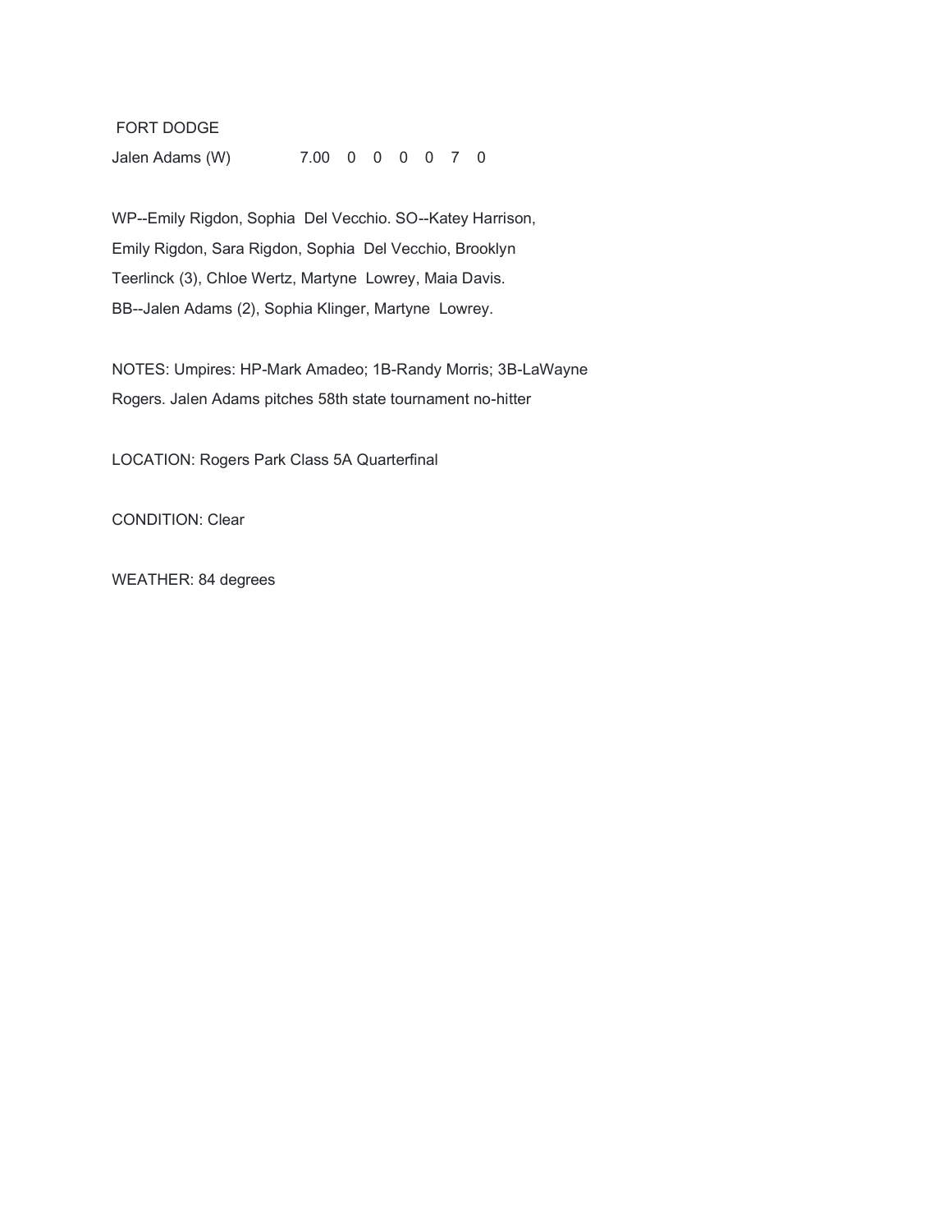FORT DODGE

| | | | | | | | |
|---|---|---|---|---|---|---|---|
| Jalen Adams (W) | 7.00 | 0 | 0 | 0 | 0 | 7 | 0 |

WP--Emily Rigdon, Sophia Del Vecchio. SO--Katey Harrison, Emily Rigdon, Sara Rigdon, Sophia Del Vecchio, Brooklyn Teerlinck (3), Chloe Wertz, Martyne Lowrey, Maia Davis. BB--Jalen Adams (2), Sophia Klinger, Martyne Lowrey.

NOTES: Umpires: HP-Mark Amadeo; 1B-Randy Morris; 3B-LaWayne Rogers. Jalen Adams pitches 58th state tournament no-hitter

LOCATION: Rogers Park Class 5A Quarterfinal

CONDITION: Clear

WEATHER: 84 degrees